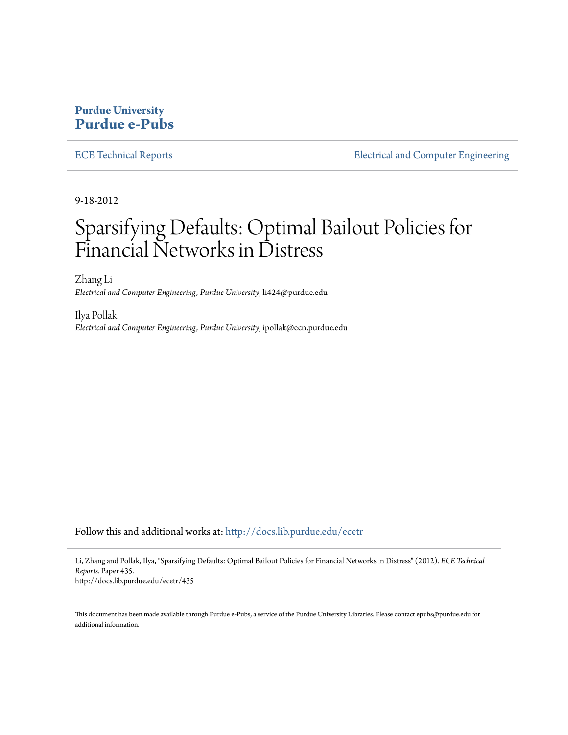**Purdue University**
**Purdue e-Pubs**

ECE Technical Reports | Electrical and Computer Engineering

9-18-2012

# Sparsifying Defaults: Optimal Bailout Policies for Financial Networks in Distress

Zhang Li
*Electrical and Computer Engineering, Purdue University*, li424@purdue.edu

Ilya Pollak
*Electrical and Computer Engineering, Purdue University*, ipollak@ecn.purdue.edu

Follow this and additional works at: http://docs.lib.purdue.edu/ecetr

Li, Zhang and Pollak, Ilya, "Sparsifying Defaults: Optimal Bailout Policies for Financial Networks in Distress" (2012). *ECE Technical Reports.* Paper 435.
http://docs.lib.purdue.edu/ecetr/435

This document has been made available through Purdue e-Pubs, a service of the Purdue University Libraries. Please contact epubs@purdue.edu for additional information.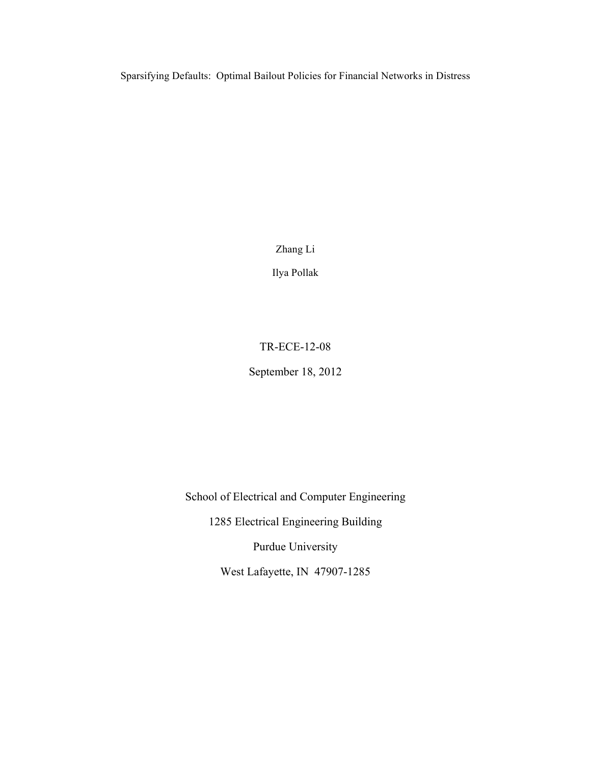# Sparsifying Defaults: Optimal Bailout Policies for Financial Networks in Distress

Zhang Li

Ilya Pollak

TR-ECE-12-08

September 18, 2012

School of Electrical and Computer Engineering

1285 Electrical Engineering Building

Purdue University

West Lafayette, IN 47907-1285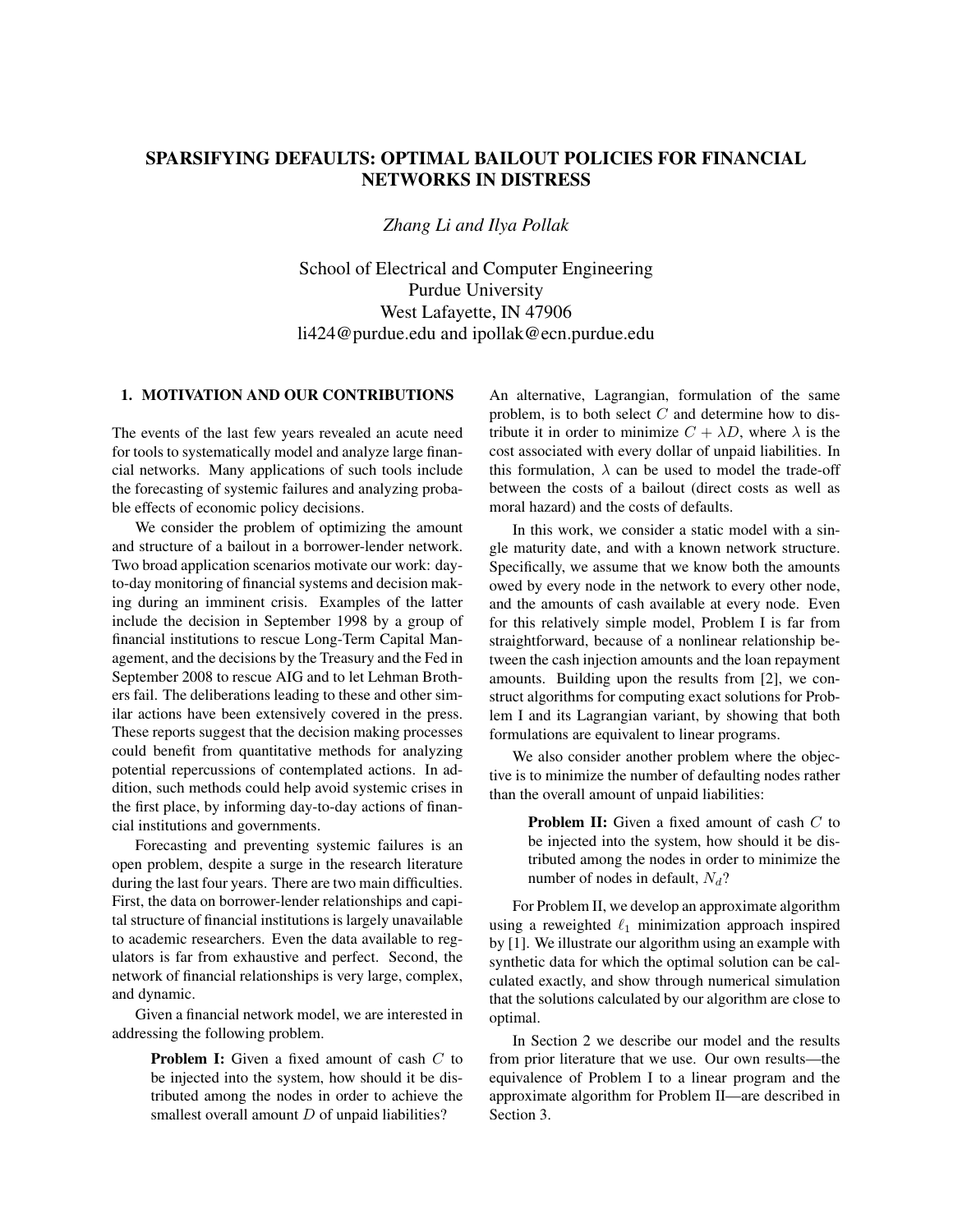# SPARSIFYING DEFAULTS: OPTIMAL BAILOUT POLICIES FOR FINANCIAL NETWORKS IN DISTRESS

*Zhang Li and Ilya Pollak*

School of Electrical and Computer Engineering
Purdue University
West Lafayette, IN 47906
li424@purdue.edu and ipollak@ecn.purdue.edu

## 1. MOTIVATION AND OUR CONTRIBUTIONS

The events of the last few years revealed an acute need for tools to systematically model and analyze large financial networks. Many applications of such tools include the forecasting of systemic failures and analyzing probable effects of economic policy decisions.

We consider the problem of optimizing the amount and structure of a bailout in a borrower-lender network. Two broad application scenarios motivate our work: day-to-day monitoring of financial systems and decision making during an imminent crisis. Examples of the latter include the decision in September 1998 by a group of financial institutions to rescue Long-Term Capital Management, and the decisions by the Treasury and the Fed in September 2008 to rescue AIG and to let Lehman Brothers fail. The deliberations leading to these and other similar actions have been extensively covered in the press. These reports suggest that the decision making processes could benefit from quantitative methods for analyzing potential repercussions of contemplated actions. In addition, such methods could help avoid systemic crises in the first place, by informing day-to-day actions of financial institutions and governments.

Forecasting and preventing systemic failures is an open problem, despite a surge in the research literature during the last four years. There are two main difficulties. First, the data on borrower-lender relationships and capital structure of financial institutions is largely unavailable to academic researchers. Even the data available to regulators is far from exhaustive and perfect. Second, the network of financial relationships is very large, complex, and dynamic.

Given a financial network model, we are interested in addressing the following problem.

> **Problem I:** Given a fixed amount of cash $C$ to be injected into the system, how should it be distributed among the nodes in order to achieve the smallest overall amount $D$ of unpaid liabilities?

An alternative, Lagrangian, formulation of the same problem, is to both select $C$ and determine how to distribute it in order to minimize $C + \lambda D$, where $\lambda$ is the cost associated with every dollar of unpaid liabilities. In this formulation, $\lambda$ can be used to model the trade-off between the costs of a bailout (direct costs as well as moral hazard) and the costs of defaults.

In this work, we consider a static model with a single maturity date, and with a known network structure. Specifically, we assume that we know both the amounts owed by every node in the network to every other node, and the amounts of cash available at every node. Even for this relatively simple model, Problem I is far from straightforward, because of a nonlinear relationship between the cash injection amounts and the loan repayment amounts. Building upon the results from [2], we construct algorithms for computing exact solutions for Problem I and its Lagrangian variant, by showing that both formulations are equivalent to linear programs.

We also consider another problem where the objective is to minimize the number of defaulting nodes rather than the overall amount of unpaid liabilities:

> **Problem II:** Given a fixed amount of cash $C$ to be injected into the system, how should it be distributed among the nodes in order to minimize the number of nodes in default, $N_d$?

For Problem II, we develop an approximate algorithm using a reweighted $\ell_1$ minimization approach inspired by [1]. We illustrate our algorithm using an example with synthetic data for which the optimal solution can be calculated exactly, and show through numerical simulation that the solutions calculated by our algorithm are close to optimal.

In Section 2 we describe our model and the results from prior literature that we use. Our own results—the equivalence of Problem I to a linear program and the approximate algorithm for Problem II—are described in Section 3.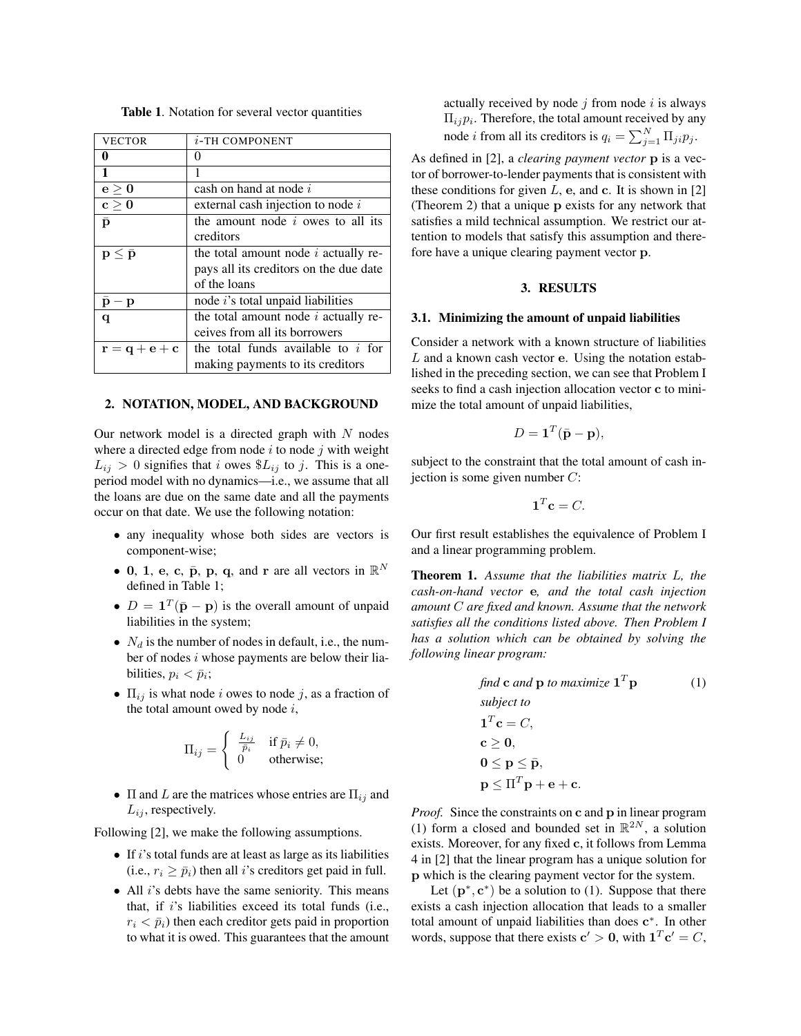**Table 1**. Notation for several vector quantities

| VECTOR | $i$-TH COMPONENT |
|---|---|
| $\mathbf{0}$ | 0 |
| $\mathbf{1}$ | 1 |
| $\mathbf{e} \geq \mathbf{0}$ | cash on hand at node $i$ |
| $\mathbf{c} \geq \mathbf{0}$ | external cash injection to node $i$ |
| $\bar{\mathbf{p}}$ | the amount node $i$ owes to all its creditors |
| $\mathbf{p} \leq \bar{\mathbf{p}}$ | the total amount node $i$ actually repays all its creditors on the due date of the loans |
| $\bar{\mathbf{p}} - \mathbf{p}$ | node $i$'s total unpaid liabilities |
| $\mathbf{q}$ | the total amount node $i$ actually receives from all its borrowers |
| $\mathbf{r} = \mathbf{q} + \mathbf{e} + \mathbf{c}$ | the total funds available to $i$ for making payments to its creditors |

## 2. NOTATION, MODEL, AND BACKGROUND

Our network model is a directed graph with $N$ nodes where a directed edge from node $i$ to node $j$ with weight $L_{ij} > 0$ signifies that $i$ owes $\$L_{ij}$ to $j$. This is a one-period model with no dynamics—i.e., we assume that all the loans are due on the same date and all the payments occur on that date. We use the following notation:

- any inequality whose both sides are vectors is component-wise;
- $\mathbf{0}$, $\mathbf{1}$, $\mathbf{e}$, $\mathbf{c}$, $\bar{\mathbf{p}}$, $\mathbf{p}$, $\mathbf{q}$, and $\mathbf{r}$ are all vectors in $\mathbb{R}^N$ defined in Table 1;
- $D = \mathbf{1}^T(\bar{\mathbf{p}} - \mathbf{p})$ is the overall amount of unpaid liabilities in the system;
- $N_d$ is the number of nodes in default, i.e., the number of nodes $i$ whose payments are below their liabilities, $p_i < \bar{p}_i$;
- $\Pi_{ij}$ is what node $i$ owes to node $j$, as a fraction of the total amount owed by node $i$,

$$\Pi_{ij} = \begin{cases} \frac{L_{ij}}{\bar{p}_i} & \text{if } \bar{p}_i \neq 0, \\ 0 & \text{otherwise;} \end{cases}$$

- $\Pi$ and $L$ are the matrices whose entries are $\Pi_{ij}$ and $L_{ij}$, respectively.

Following [2], we make the following assumptions.

- If $i$'s total funds are at least as large as its liabilities (i.e., $r_i \geq \bar{p}_i$) then all $i$'s creditors get paid in full.
- All $i$'s debts have the same seniority. This means that, if $i$'s liabilities exceed its total funds (i.e., $r_i < \bar{p}_i$) then each creditor gets paid in proportion to what it is owed. This guarantees that the amount actually received by node $j$ from node $i$ is always $\Pi_{ij} p_i$. Therefore, the total amount received by any node $i$ from all its creditors is $q_i = \sum_{j=1}^{N} \Pi_{ji} p_j$.

As defined in [2], a *clearing payment vector* $\mathbf{p}$ is a vector of borrower-to-lender payments that is consistent with these conditions for given $L$, $\mathbf{e}$, and $\mathbf{c}$. It is shown in [2] (Theorem 2) that a unique $\mathbf{p}$ exists for any network that satisfies a mild technical assumption. We restrict our attention to models that satisfy this assumption and therefore have a unique clearing payment vector $\mathbf{p}$.

## 3. RESULTS

### 3.1. Minimizing the amount of unpaid liabilities

Consider a network with a known structure of liabilities $L$ and a known cash vector $\mathbf{e}$. Using the notation established in the preceding section, we can see that Problem I seeks to find a cash injection allocation vector $\mathbf{c}$ to minimize the total amount of unpaid liabilities,

$$D = \mathbf{1}^T(\bar{\mathbf{p}} - \mathbf{p}),$$

subject to the constraint that the total amount of cash injection is some given number $C$:

$$\mathbf{1}^T \mathbf{c} = C.$$

Our first result establishes the equivalence of Problem I and a linear programming problem.

**Theorem 1.** *Assume that the liabilities matrix $L$, the cash-on-hand vector $\mathbf{e}$, and the total cash injection amount $C$ are fixed and known. Assume that the network satisfies all the conditions listed above. Then Problem I has a solution which can be obtained by solving the following linear program:*

$$\begin{aligned} & \textit{find } \mathbf{c} \textit{ and } \mathbf{p} \textit{ to maximize } \mathbf{1}^T \mathbf{p} \qquad (1) \\ & \textit{subject to} \\ & \mathbf{1}^T \mathbf{c} = C, \\ & \mathbf{c} \geq \mathbf{0}, \\ & \mathbf{0} \leq \mathbf{p} \leq \bar{\mathbf{p}}, \\ & \mathbf{p} \leq \Pi^T \mathbf{p} + \mathbf{e} + \mathbf{c}. \end{aligned}$$

*Proof.* Since the constraints on $\mathbf{c}$ and $\mathbf{p}$ in linear program (1) form a closed and bounded set in $\mathbb{R}^{2N}$, a solution exists. Moreover, for any fixed $\mathbf{c}$, it follows from Lemma 4 in [2] that the linear program has a unique solution for $\mathbf{p}$ which is the clearing payment vector for the system.

Let $(\mathbf{p}^*, \mathbf{c}^*)$ be a solution to (1). Suppose that there exists a cash injection allocation that leads to a smaller total amount of unpaid liabilities than does $\mathbf{c}^*$. In other words, suppose that there exists $\mathbf{c}' > \mathbf{0}$, with $\mathbf{1}^T \mathbf{c}' = C$,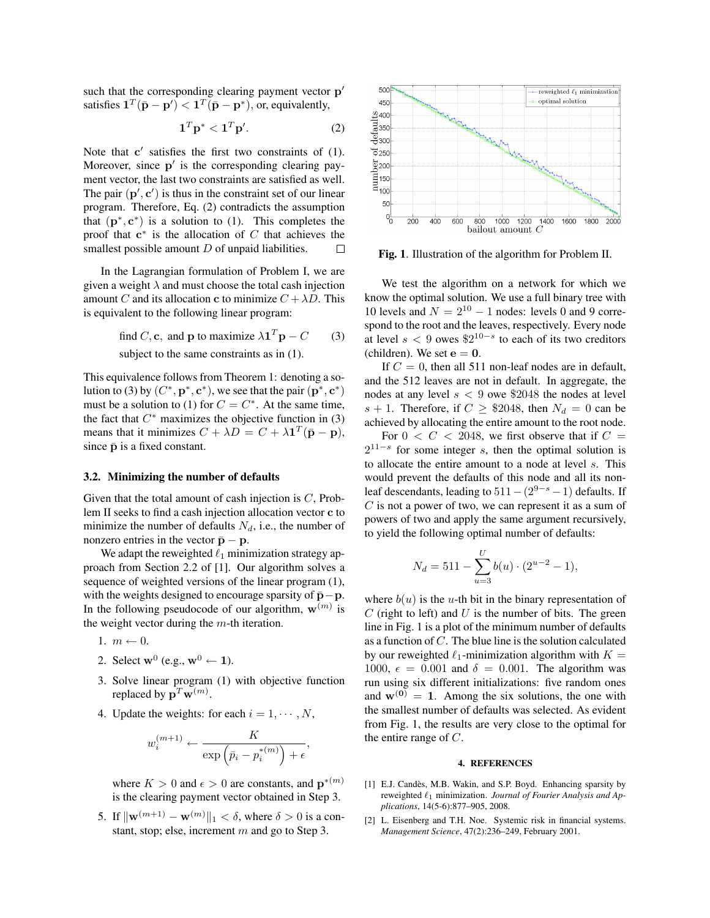such that the corresponding clearing payment vector $\mathbf{p}'$ satisfies $\mathbf{1}^T(\bar{\mathbf{p}} - \mathbf{p}') < \mathbf{1}^T(\bar{\mathbf{p}} - \mathbf{p}^*)$, or, equivalently,

$$\mathbf{1}^T\mathbf{p}^* < \mathbf{1}^T\mathbf{p}'. \tag{2}$$

Note that $\mathbf{c}'$ satisfies the first two constraints of (1). Moreover, since $\mathbf{p}'$ is the corresponding clearing payment vector, the last two constraints are satisfied as well. The pair $(\mathbf{p}', \mathbf{c}')$ is thus in the constraint set of our linear program. Therefore, Eq. (2) contradicts the assumption that $(\mathbf{p}^*, \mathbf{c}^*)$ is a solution to (1). This completes the proof that $\mathbf{c}^*$ is the allocation of $C$ that achieves the smallest possible amount $D$ of unpaid liabilities. □

In the Lagrangian formulation of Problem I, we are given a weight $\lambda$ and must choose the total cash injection amount $C$ and its allocation $\mathbf{c}$ to minimize $C + \lambda D$. This is equivalent to the following linear program:

$$\begin{aligned} &\text{find } C, \mathbf{c}, \text{ and } \mathbf{p} \text{ to maximize } \lambda \mathbf{1}^T\mathbf{p} - C \\ &\text{subject to the same constraints as in (1).} \end{aligned} \tag{3}$$

This equivalence follows from Theorem 1: denoting a solution to (3) by $(C^*, \mathbf{p}^*, \mathbf{c}^*)$, we see that the pair $(\mathbf{p}^*, \mathbf{c}^*)$ must be a solution to (1) for $C = C^*$. At the same time, the fact that $C^*$ maximizes the objective function in (3) means that it minimizes $C + \lambda D = C + \lambda\mathbf{1}^T(\bar{\mathbf{p}} - \mathbf{p})$, since $\bar{\mathbf{p}}$ is a fixed constant.

### 3.2. Minimizing the number of defaults

Given that the total amount of cash injection is $C$, Problem II seeks to find a cash injection allocation vector $\mathbf{c}$ to minimize the number of defaults $N_d$, i.e., the number of nonzero entries in the vector $\bar{\mathbf{p}} - \mathbf{p}$.

We adapt the reweighted $\ell_1$ minimization strategy approach from Section 2.2 of [1]. Our algorithm solves a sequence of weighted versions of the linear program (1), with the weights designed to encourage sparsity of $\bar{\mathbf{p}} - \mathbf{p}$. In the following pseudocode of our algorithm, $\mathbf{w}^{(m)}$ is the weight vector during the $m$-th iteration.

1. $m \leftarrow 0$.
2. Select $\mathbf{w}^0$ (e.g., $\mathbf{w}^0 \leftarrow \mathbf{1}$).
3. Solve linear program (1) with objective function replaced by $\mathbf{p}^T\mathbf{w}^{(m)}$.
4. Update the weights: for each $i = 1, \cdots, N$,

$$w_i^{(m+1)} \leftarrow \frac{K}{\exp\left(\bar{p}_i - p_i^{*(m)}\right) + \epsilon},$$

   where $K > 0$ and $\epsilon > 0$ are constants, and $\mathbf{p}^{*(m)}$ is the clearing payment vector obtained in Step 3.
5. If $\|\mathbf{w}^{(m+1)} - \mathbf{w}^{(m)}\|_1 < \delta$, where $\delta > 0$ is a constant, stop; else, increment $m$ and go to Step 3.

reweighted $\ell_1$ minimization
optimal solution
number of defaults
0
50
100
150
200
250
300
350
400
450
500
0 200 400 600 800 1000 1200 1400 1600 1800 2000
bailout amount $C$

**Fig. 1**. Illustration of the algorithm for Problem II.

We test the algorithm on a network for which we know the optimal solution. We use a full binary tree with 10 levels and $N = 2^{10} - 1$ nodes: levels 0 and 9 correspond to the root and the leaves, respectively. Every node at level $s < 9$ owes \$$2^{10-s}$ to each of its two creditors (children). We set $\mathbf{e} = \mathbf{0}$.

If $C = 0$, then all 511 non-leaf nodes are in default, and the 512 leaves are not in default. In aggregate, the nodes at any level $s < 9$ owe \$2048 the nodes at level $s + 1$. Therefore, if $C \geq \$2048$, then $N_d = 0$ can be achieved by allocating the entire amount to the root node.

For $0 < C < 2048$, we first observe that if $C = 2^{11-s}$ for some integer $s$, then the optimal solution is to allocate the entire amount to a node at level $s$. This would prevent the defaults of this node and all its non-leaf descendants, leading to $511 - (2^{9-s} - 1)$ defaults. If $C$ is not a power of two, we can represent it as a sum of powers of two and apply the same argument recursively, to yield the following optimal number of defaults:

$$N_d = 511 - \sum_{u=3}^{U} b(u) \cdot (2^{u-2} - 1),$$

where $b(u)$ is the $u$-th bit in the binary representation of $C$ (right to left) and $U$ is the number of bits. The green line in Fig. 1 is a plot of the minimum number of defaults as a function of $C$. The blue line is the solution calculated by our reweighted $\ell_1$-minimization algorithm with $K = 1000$, $\epsilon = 0.001$ and $\delta = 0.001$. The algorithm was run using six different initializations: five random ones and $\mathbf{w}^{(0)} = \mathbf{1}$. Among the six solutions, the one with the smallest number of defaults was selected. As evident from Fig. 1, the results are very close to the optimal for the entire range of $C$.

#### 4. REFERENCES

[1] E.J. Candès, M.B. Wakin, and S.P. Boyd. Enhancing sparsity by reweighted $\ell_1$ minimization. *Journal of Fourier Analysis and Applications*, 14(5-6):877–905, 2008.

[2] L. Eisenberg and T.H. Noe. Systemic risk in financial systems. *Management Science*, 47(2):236–249, February 2001.